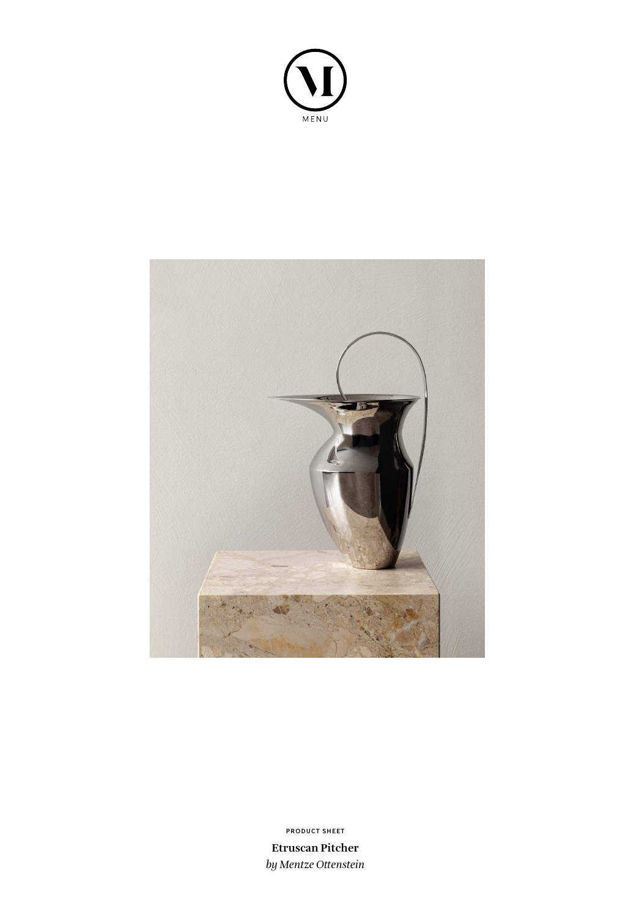MENU

PRODUCT SHEET

**Etruscan Pitcher**

*by Mentze Ottenstein*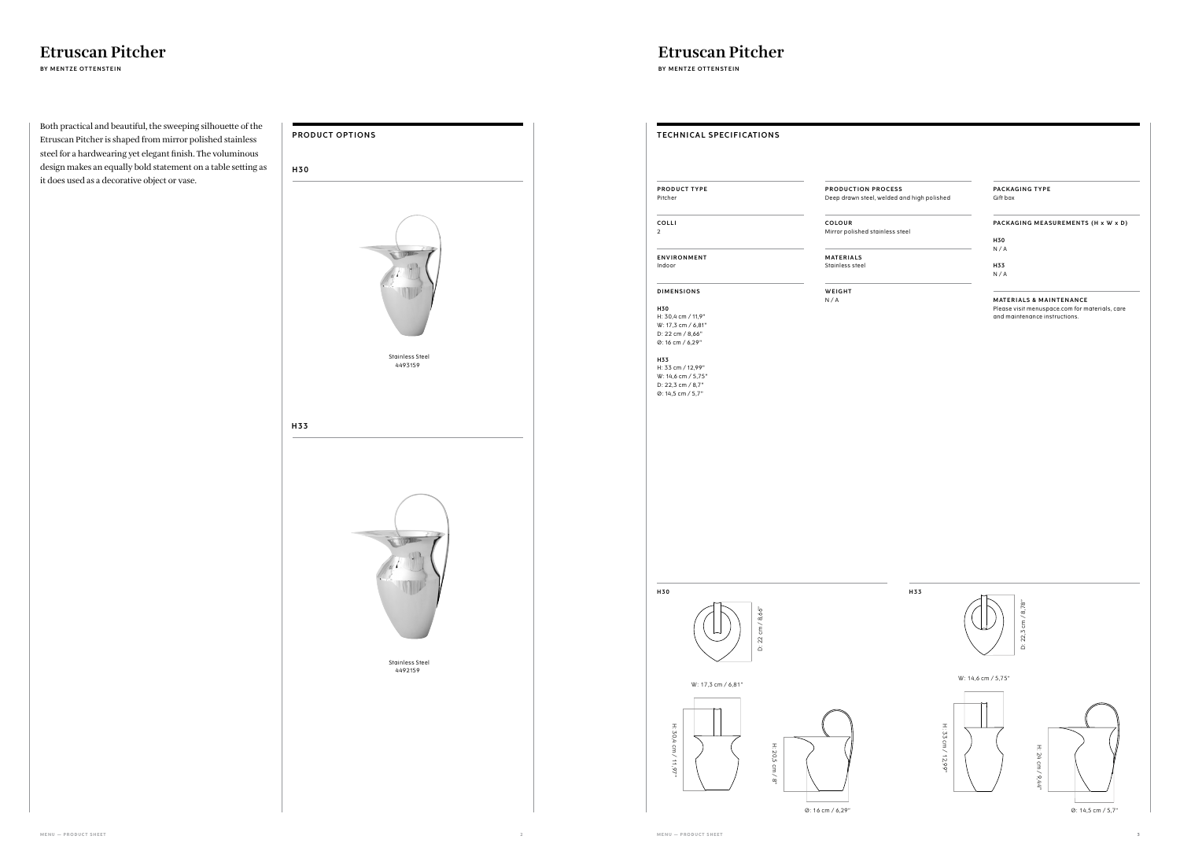# Etruscan Pitcher

BY MENTZE OTTENSTEIN

Both practical and beautiful, the sweeping silhouette of the Etruscan Pitcher is shaped from mirror polished stainless steel for a hardwearing yet elegant finish. The voluminous design makes an equally bold statement on a table setting as it does used as a decorative object or vase.

## PRODUCT OPTIONS

### H30

Stainless Steel
4493159

### H33

Stainless Steel
4492159

# Etruscan Pitcher

BY MENTZE OTTENSTEIN

## TECHNICAL SPECIFICATIONS

**PRODUCT TYPE**
Pitcher

**COLLI**
2

**ENVIRONMENT**
Indoor

**DIMENSIONS**

**H30**
H: 30,4 cm / 11,9"
W: 17,3 cm / 6,81"
D: 22 cm / 8,66"
Ø: 16 cm / 6,29"

**H33**
H: 33 cm / 12,99"
W: 14,6 cm / 5,75"
D: 22,3 cm / 8,7"
Ø: 14,5 cm / 5,7"

**PRODUCTION PROCESS**
Deep drawn steel, welded and high polished

**COLOUR**
Mirror polished stainless steel

**MATERIALS**
Stainless steel

**WEIGHT**
N / A

**PACKAGING TYPE**
Gift box

**PACKAGING MEASUREMENTS (H x W x D)**

**H30**
N / A

**H33**
N / A

**MATERIALS & MAINTENANCE**
Please visit menuspace.com for materials, care and maintenance instructions.

**H30**

D: 22 cm / 8,66"
W: 17,3 cm / 6,81"
H: 30,4 cm / 11,97"
H: 20,5 cm / 8"
Ø: 16 cm / 6,29"

**H33**

D: 22,3 cm / 8,78"
W: 14,6 cm / 5,75"
H: 33 cm / 12,99"
H: 24 cm / 9,44"
Ø: 14,5 cm / 5,7"